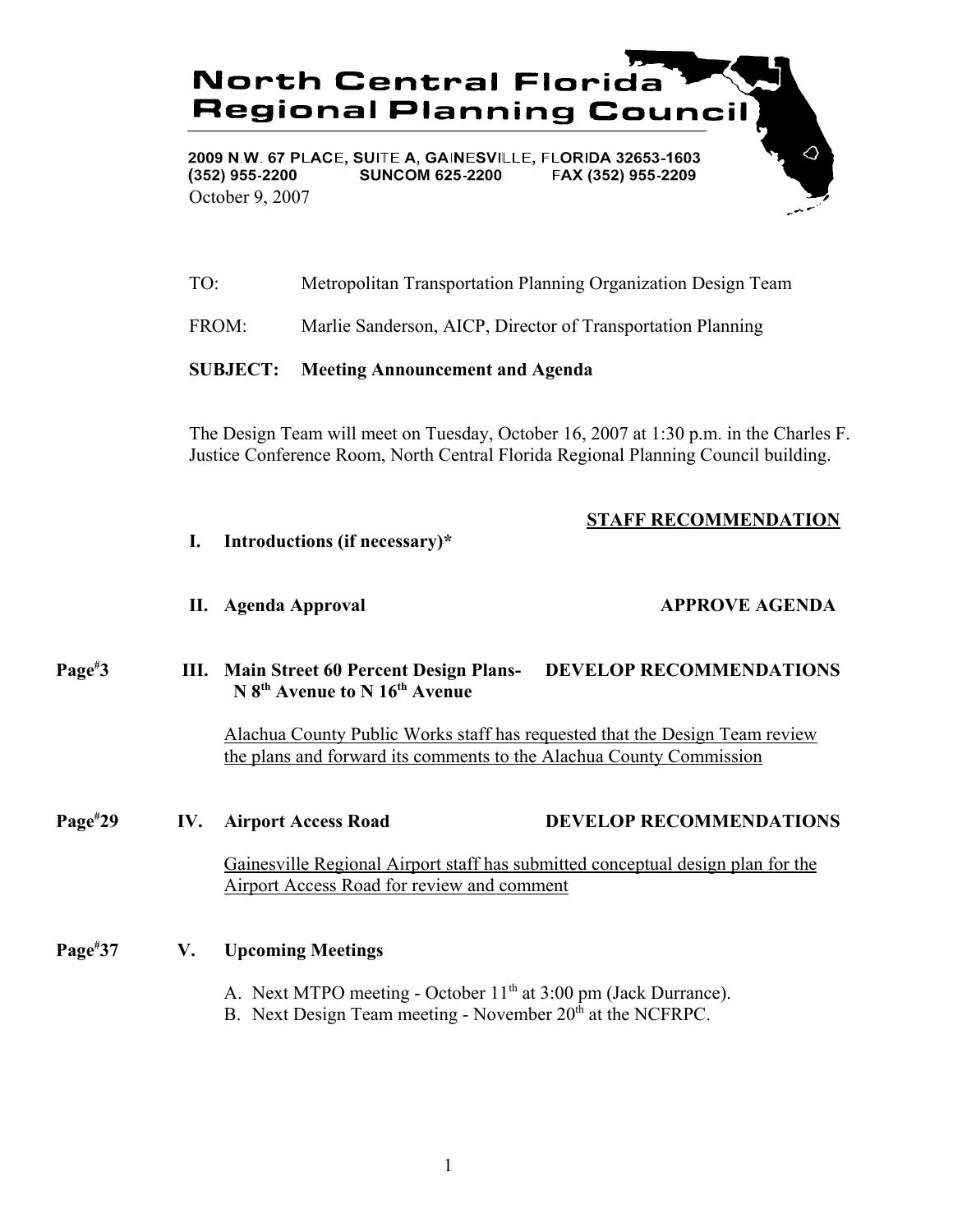# North Central Florida Regional Planning Council

2009 N.W. 67 PLACE, SUITE A, GAINESVILLE, FLORIDA 32653-1603
(352) 955-2200 SUNCOM 625-2200 FAX (352) 955-2209

October 9, 2007

TO: Metropolitan Transportation Planning Organization Design Team

FROM: Marlie Sanderson, AICP, Director of Transportation Planning

**SUBJECT: Meeting Announcement and Agenda**

The Design Team will meet on Tuesday, October 16, 2007 at 1:30 p.m. in the Charles F. Justice Conference Room, North Central Florida Regional Planning Council building.

**STAFF RECOMMENDATION**

**I. Introductions (if necessary)***

**II. Agenda Approval** — **APPROVE AGENDA**

Page#3 — **III. Main Street 60 Percent Design Plans- N 8th Avenue to N 16th Avenue** — **DEVELOP RECOMMENDATIONS**

Alachua County Public Works staff has requested that the Design Team review the plans and forward its comments to the Alachua County Commission

Page#29 — **IV. Airport Access Road** — **DEVELOP RECOMMENDATIONS**

Gainesville Regional Airport staff has submitted conceptual design plan for the Airport Access Road for review and comment

Page#37 — **V. Upcoming Meetings**

A. Next MTPO meeting - October 11th at 3:00 pm (Jack Durrance).
B. Next Design Team meeting - November 20th at the NCFRPC.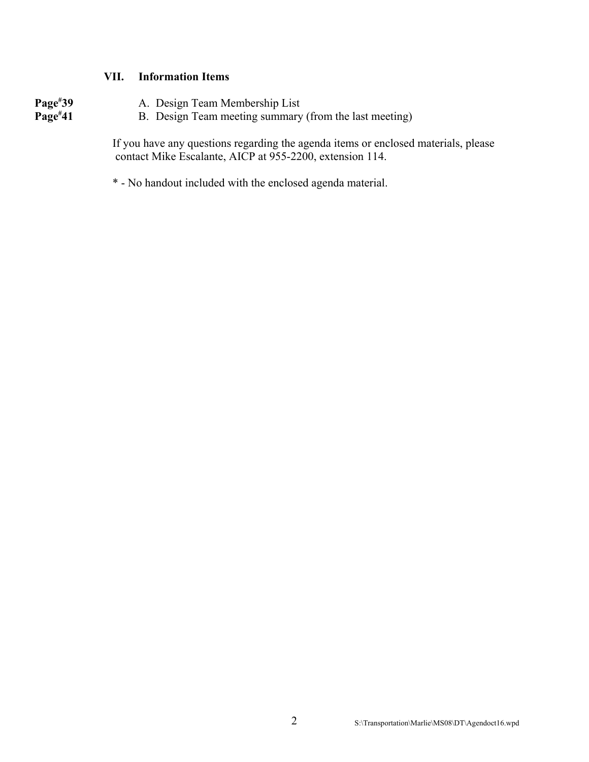## VII. Information Items

**Page#39** A. Design Team Membership List

**Page#41** B. Design Team meeting summary (from the last meeting)

If you have any questions regarding the agenda items or enclosed materials, please contact Mike Escalante, AICP at 955-2200, extension 114.

* - No handout included with the enclosed agenda material.

S:\Transportation\Marlie\MS08\DT\Agendoct16.wpd